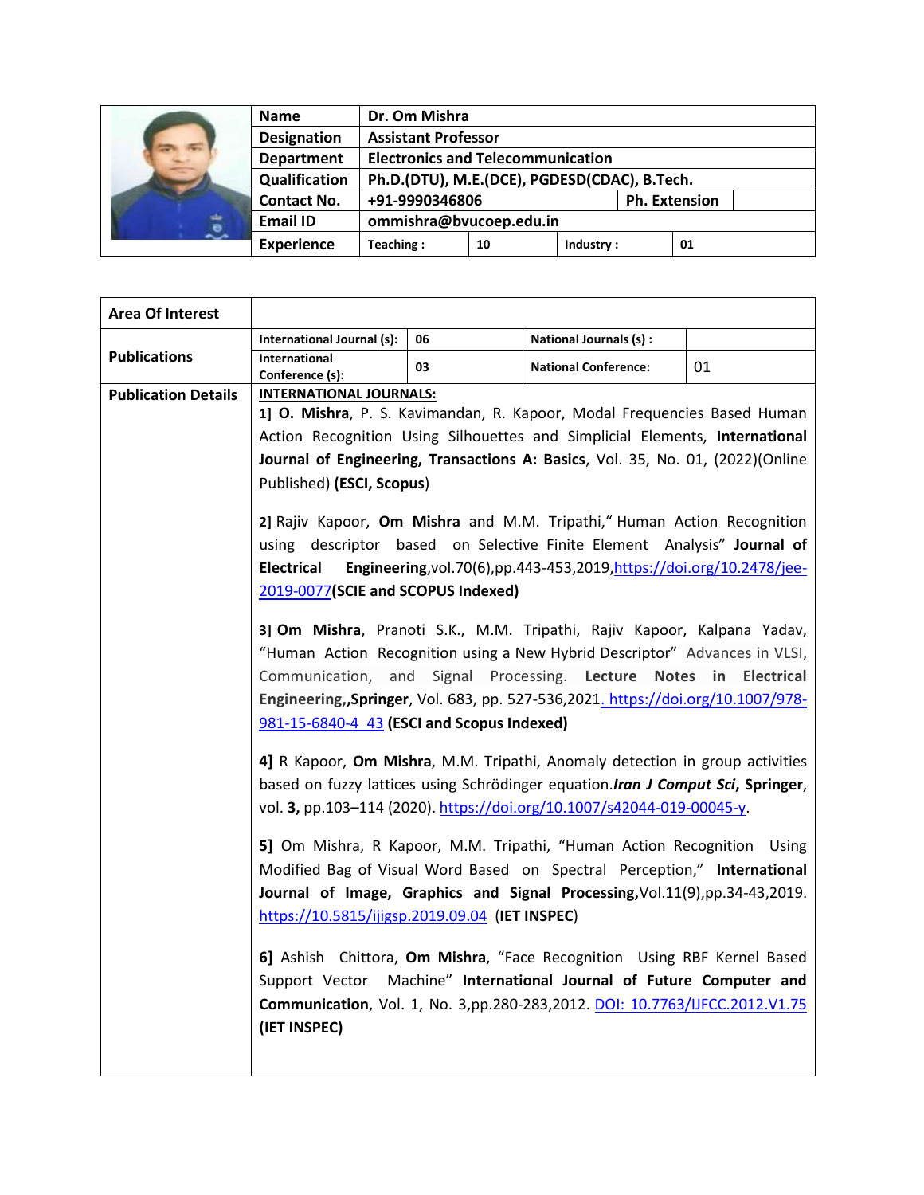| Name | Dr. Om Mishra | | |
|---|---|---|---|
| Designation | Assistant Professor | | |
| Department | Electronics and Telecommunication | | |
| Qualification | Ph.D.(DTU), M.E.(DCE), PGDESD(CDAC), B.Tech. | | |
| Contact No. | +91-9990346806 | Ph. Extension | |
| Email ID | ommishra@bvucoep.edu.in | | |
| Experience | Teaching : 10 | Industry : | 01 |

| Area Of Interest | | | | |
|---|---|---|---|---|
| Publications | International Journal (s): | 06 | National Journals (s) : | |
| | International Conference (s): | 03 | National Conference: | 01 |

**Publication Details**

**INTERNATIONAL JOURNALS:**

1] **O. Mishra**, P. S. Kavimandan, R. Kapoor, Modal Frequencies Based Human Action Recognition Using Silhouettes and Simplicial Elements, **International Journal of Engineering, Transactions A: Basics**, Vol. 35, No. 01, (2022)(Online Published) **(ESCI, Scopus)**

2] Rajiv Kapoor, **Om Mishra** and M.M. Tripathi," Human Action Recognition using descriptor based on Selective Finite Element Analysis" **Journal of Electrical Engineering**,vol.70(6),pp.443-453,2019,https://doi.org/10.2478/jee-2019-0077**(SCIE and SCOPUS Indexed)**

3] **Om Mishra**, Pranoti S.K., M.M. Tripathi, Rajiv Kapoor, Kalpana Yadav, "Human Action Recognition using a New Hybrid Descriptor" Advances in VLSI, Communication, and Signal Processing. **Lecture Notes in Electrical Engineering,,Springer**, Vol. 683, pp. 527-536,2021. https://doi.org/10.1007/978-981-15-6840-4_43 **(ESCI and Scopus Indexed)**

4] R Kapoor, **Om Mishra**, M.M. Tripathi, Anomaly detection in group activities based on fuzzy lattices using Schrödinger equation.***Iran J Comput Sci*, Springer**, vol. **3,** pp.103–114 (2020). https://doi.org/10.1007/s42044-019-00045-y.

5] Om Mishra, R Kapoor, M.M. Tripathi, "Human Action Recognition Using Modified Bag of Visual Word Based on Spectral Perception," **International Journal of Image, Graphics and Signal Processing,**Vol.11(9),pp.34-43,2019. https://10.5815/ijigsp.2019.09.04 (**IET INSPEC**)

6] Ashish Chittora, **Om Mishra**, "Face Recognition Using RBF Kernel Based Support Vector Machine" **International Journal of Future Computer and Communication**, Vol. 1, No. 3,pp.280-283,2012. DOI: 10.7763/IJFCC.2012.V1.75 **(IET INSPEC)**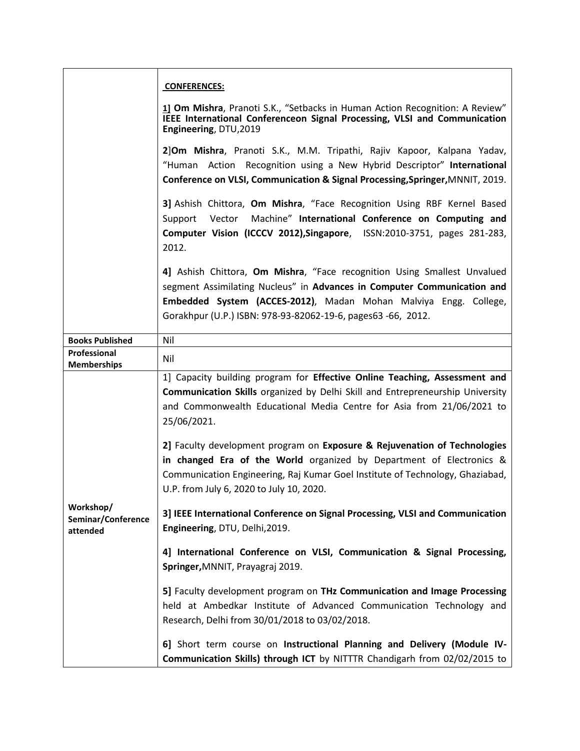| | |
|---|---|
| | **CONFERENCES:**<br><br>**1]** **Om Mishra**, Pranoti S.K., "Setbacks in Human Action Recognition: A Review" **IEEE International Conferenceon Signal Processing, VLSI and Communication Engineering**, DTU,2019<br><br>**2**]**Om Mishra**, Pranoti S.K., M.M. Tripathi, Rajiv Kapoor, Kalpana Yadav, "Human Action Recognition using a New Hybrid Descriptor" **International Conference on VLSI, Communication & Signal Processing,Springer,**MNNIT, 2019.<br><br>**3]** Ashish Chittora, **Om Mishra**, "Face Recognition Using RBF Kernel Based Support Vector Machine" **International Conference on Computing and Computer Vision (ICCCV 2012),Singapore**, ISSN:2010-3751, pages 281-283, 2012.<br><br>**4]** Ashish Chittora, **Om Mishra**, "Face recognition Using Smallest Unvalued segment Assimilating Nucleus" in **Advances in Computer Communication and Embedded System (ACCES-2012)**, Madan Mohan Malviya Engg. College, Gorakhpur (U.P.) ISBN: 978-93-82062-19-6, pages63 -66, 2012. |
| **Books Published** | Nil |
| **Professional Memberships** | Nil |
| **Workshop/ Seminar/Conference attended** | 1] Capacity building program for **Effective Online Teaching, Assessment and Communication Skills** organized by Delhi Skill and Entrepreneurship University and Commonwealth Educational Media Centre for Asia from 21/06/2021 to 25/06/2021.<br><br>**2]** Faculty development program on **Exposure & Rejuvenation of Technologies in changed Era of the World** organized by Department of Electronics & Communication Engineering, Raj Kumar Goel Institute of Technology, Ghaziabad, U.P. from July 6, 2020 to July 10, 2020.<br><br>**3] IEEE International Conference on Signal Processing, VLSI and Communication Engineering**, DTU, Delhi,2019.<br><br>**4] International Conference on VLSI, Communication & Signal Processing, Springer,**MNNIT, Prayagraj 2019.<br><br>**5]** Faculty development program on **THz Communication and Image Processing** held at Ambedkar Institute of Advanced Communication Technology and Research, Delhi from 30/01/2018 to 03/02/2018.<br><br>**6]** Short term course on **Instructional Planning and Delivery (Module IV-Communication Skills) through ICT** by NITTTR Chandigarh from 02/02/2015 to |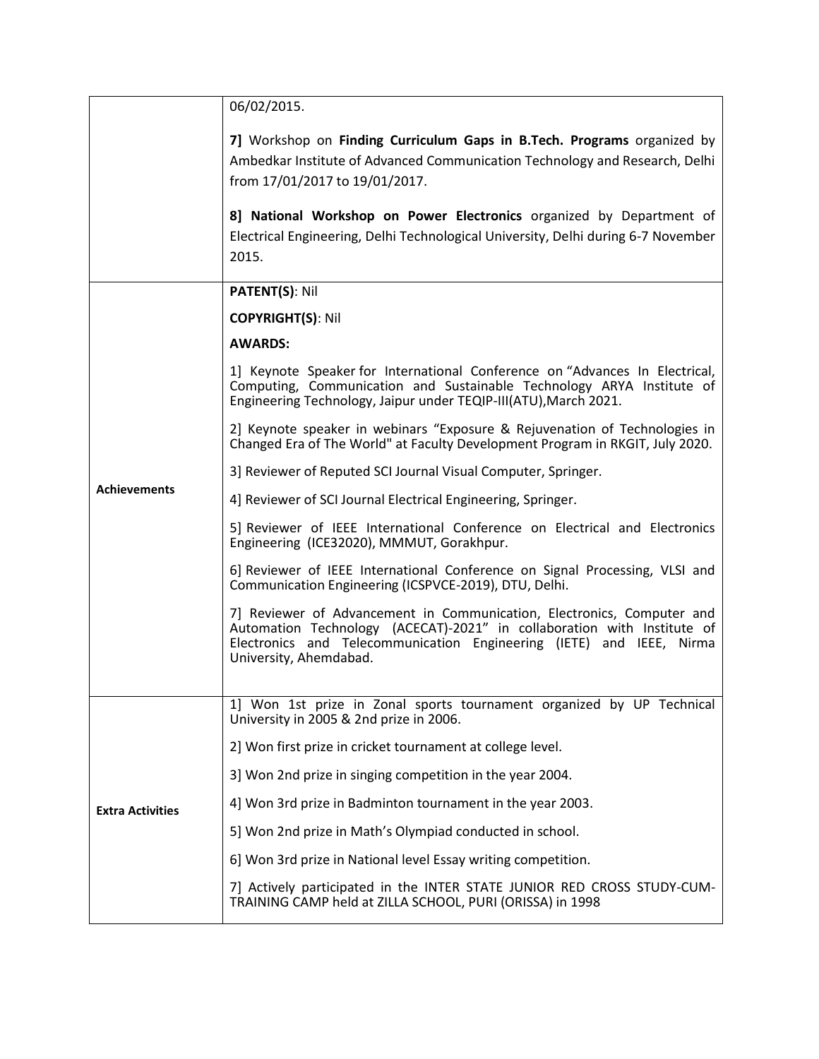| | |
|---|---|
| | 06/02/2015.<br><br>**7]** Workshop on **Finding Curriculum Gaps in B.Tech. Programs** organized by Ambedkar Institute of Advanced Communication Technology and Research, Delhi from 17/01/2017 to 19/01/2017.<br><br>**8] National Workshop on Power Electronics** organized by Department of Electrical Engineering, Delhi Technological University, Delhi during 6-7 November 2015. |
| **Achievements** | **PATENT(S)**: Nil<br><br>**COPYRIGHT(S)**: Nil<br><br>**AWARDS:**<br><br>1] Keynote Speaker for International Conference on "Advances In Electrical, Computing, Communication and Sustainable Technology ARYA Institute of Engineering Technology, Jaipur under TEQIP-III(ATU),March 2021.<br><br>2] Keynote speaker in webinars "Exposure & Rejuvenation of Technologies in Changed Era of The World" at Faculty Development Program in RKGIT, July 2020.<br><br>3] Reviewer of Reputed SCI Journal Visual Computer, Springer.<br><br>4] Reviewer of SCI Journal Electrical Engineering, Springer.<br><br>5] Reviewer of IEEE International Conference on Electrical and Electronics Engineering (ICE32020), MMMUT, Gorakhpur.<br><br>6] Reviewer of IEEE International Conference on Signal Processing, VLSI and Communication Engineering (ICSPVCE-2019), DTU, Delhi.<br><br>7] Reviewer of Advancement in Communication, Electronics, Computer and Automation Technology (ACECAT)-2021" in collaboration with Institute of Electronics and Telecommunication Engineering (IETE) and IEEE, Nirma University, Ahemdabad. |
| **Extra Activities** | 1] Won 1st prize in Zonal sports tournament organized by UP Technical University in 2005 & 2nd prize in 2006.<br><br>2] Won first prize in cricket tournament at college level.<br><br>3] Won 2nd prize in singing competition in the year 2004.<br><br>4] Won 3rd prize in Badminton tournament in the year 2003.<br><br>5] Won 2nd prize in Math's Olympiad conducted in school.<br><br>6] Won 3rd prize in National level Essay writing competition.<br><br>7] Actively participated in the INTER STATE JUNIOR RED CROSS STUDY-CUM-TRAINING CAMP held at ZILLA SCHOOL, PURI (ORISSA) in 1998 |